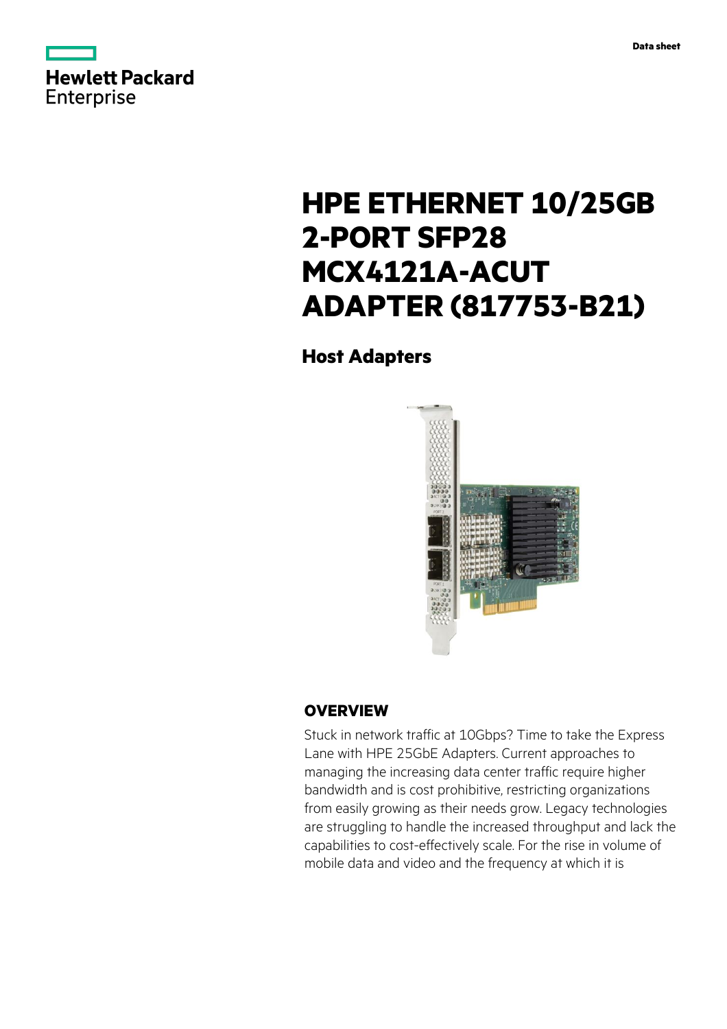Data sheet

# HPE ETHERNET 10/25GB 2-PORT SFP28 MCX4121A-ACUT ADAPTER (817753-B21)

## Host Adapters

## OVERVIEW

Stuck in network traffic at 10Gbps? Time to take the Express Lane with HPE 25GbE Adapters. Current approaches to managing the increasing data center traffic require higher bandwidth and is cost prohibitive, restricting organizations from easily growing as their needs grow. Legacy technologies are struggling to handle the increased throughput and lack the capabilities to cost-effectively scale. For the rise in volume of mobile data and video and the frequency at which it is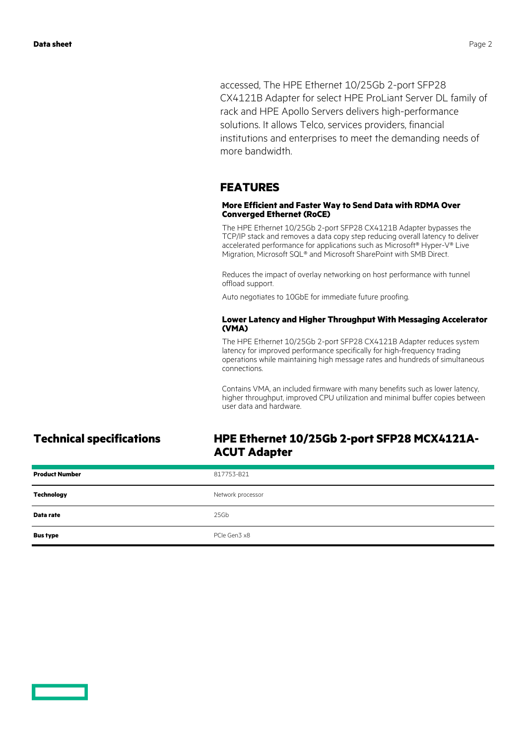accessed, The HPE Ethernet 10/25Gb 2-port SFP28 CX4121B Adapter for select HPE ProLiant Server DL family of rack and HPE Apollo Servers delivers high-performance solutions. It allows Telco, services providers, financial institutions and enterprises to meet the demanding needs of more bandwidth.

## FEATURES

### More Efficient and Faster Way to Send Data with RDMA Over Converged Ethernet (RoCE)

The HPE Ethernet 10/25Gb 2-port SFP28 CX4121B Adapter bypasses the TCP/IP stack and removes a data copy step reducing overall latency to deliver accelerated performance for applications such as Microsoft® Hyper-V® Live Migration, Microsoft SQL® and Microsoft SharePoint with SMB Direct.

Reduces the impact of overlay networking on host performance with tunnel offload support.

Auto negotiates to 10GbE for immediate future proofing.

### Lower Latency and Higher Throughput With Messaging Accelerator (VMA)

The HPE Ethernet 10/25Gb 2-port SFP28 CX4121B Adapter reduces system latency for improved performance specifically for high-frequency trading operations while maintaining high message rates and hundreds of simultaneous connections.

Contains VMA, an included firmware with many benefits such as lower latency, higher throughput, improved CPU utilization and minimal buffer copies between user data and hardware.

## Technical specifications

## HPE Ethernet 10/25Gb 2-port SFP28 MCX4121A-ACUT Adapter

| | |
|---|---|
| **Product Number** | 817753-B21 |
| **Technology** | Network processor |
| **Data rate** | 25Gb |
| **Bus type** | PCIe Gen3 x8 |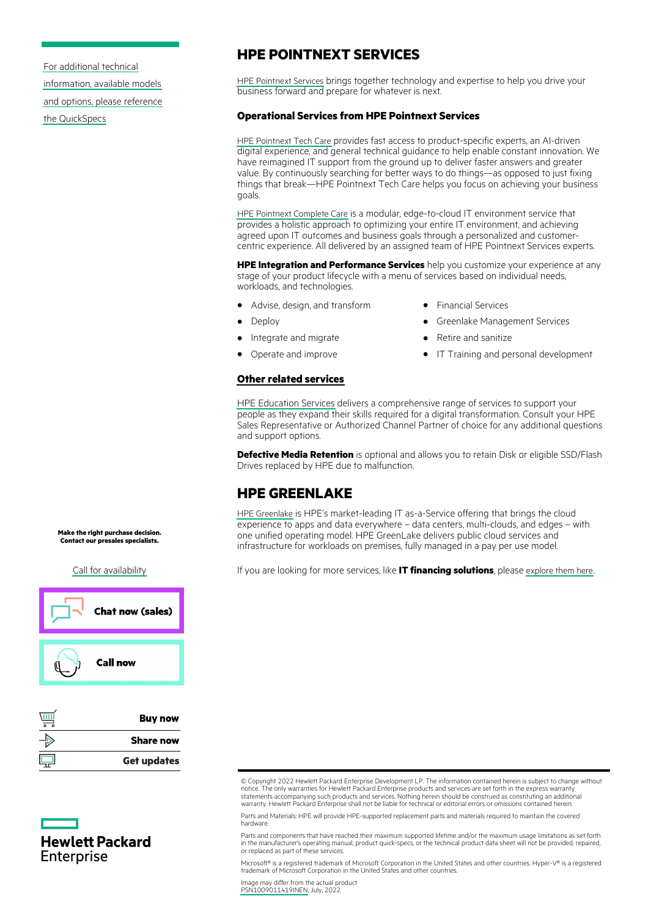For additional technical information, available models and options, please reference the QuickSpecs

# HPE POINTNEXT SERVICES

HPE Pointnext Services brings together technology and expertise to help you drive your business forward and prepare for whatever is next.

### Operational Services from HPE Pointnext Services

HPE Pointnext Tech Care provides fast access to product-specific experts, an AI-driven digital experience, and general technical guidance to help enable constant innovation. We have reimagined IT support from the ground up to deliver faster answers and greater value. By continuously searching for better ways to do things—as opposed to just fixing things that break—HPE Pointnext Tech Care helps you focus on achieving your business goals.

HPE Pointnext Complete Care is a modular, edge-to-cloud IT environment service that provides a holistic approach to optimizing your entire IT environment, and achieving agreed upon IT outcomes and business goals through a personalized and customer-centric experience. All delivered by an assigned team of HPE Pointnext Services experts.

**HPE Integration and Performance Services** help you customize your experience at any stage of your product lifecycle with a menu of services based on individual needs, workloads, and technologies.

- Advise, design, and transform
- Deploy
- Integrate and migrate
- Operate and improve
- Financial Services
- Greenlake Management Services
- Retire and sanitize
- IT Training and personal development

### Other related services

HPE Education Services delivers a comprehensive range of services to support your people as they expand their skills required for a digital transformation. Consult your HPE Sales Representative or Authorized Channel Partner of choice for any additional questions and support options.

**Defective Media Retention** is optional and allows you to retain Disk or eligible SSD/Flash Drives replaced by HPE due to malfunction.

# HPE GREENLAKE

HPE Greenlake is HPE's market-leading IT as-a-Service offering that brings the cloud experience to apps and data everywhere – data centers, multi-clouds, and edges – with one unified operating model. HPE GreenLake delivers public cloud services and infrastructure for workloads on premises, fully managed in a pay per use model.

If you are looking for more services, like **IT financing solutions**, please explore them here.

**Make the right purchase decision. Contact our presales specialists.**

Call for availability

**Chat now (sales)**

**Call now**

**Buy now**

**Share now**

**Get updates**

Hewlett Packard Enterprise

© Copyright 2022 Hewlett Packard Enterprise Development LP. The information contained herein is subject to change without notice. The only warranties for Hewlett Packard Enterprise products and services are set forth in the express warranty statements accompanying such products and services. Nothing herein should be construed as constituting an additional warranty. Hewlett Packard Enterprise shall not be liable for technical or editorial errors or omissions contained herein.

Parts and Materials: HPE will provide HPE-supported replacement parts and materials required to maintain the covered hardware.

Parts and components that have reached their maximum supported lifetime and/or the maximum usage limitations as set forth in the manufacturer's operating manual, product quick-specs, or the technical product data sheet will not be provided, repaired, or replaced as part of these services.

Microsoft® is a registered trademark of Microsoft Corporation in the United States and other countries. Hyper-V® is a registered trademark of Microsoft Corporation in the United States and other countries.

Image may differ from the actual product
PSN1009011419INEN, July, 2022.